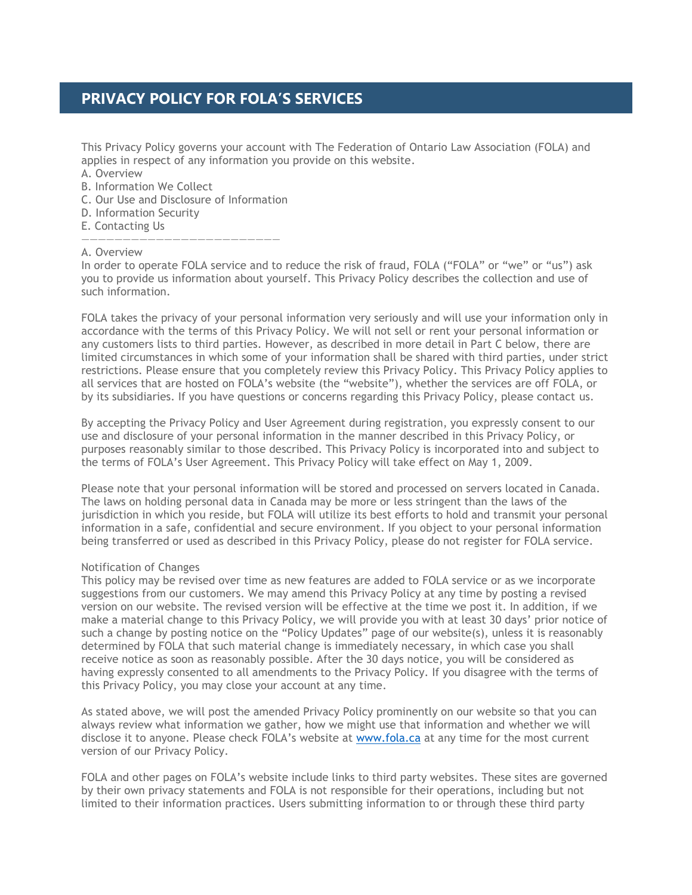# PRIVACY POLICY FOR FOLA'S SERVICES

This Privacy Policy governs your account with The Federation of Ontario Law Association (FOLA) and applies in respect of any information you provide on this website.

A. Overview
B. Information We Collect
C. Our Use and Disclosure of Information
D. Information Security
E. Contacting Us

———————————————————————————

A. Overview
In order to operate FOLA service and to reduce the risk of fraud, FOLA ("FOLA" or "we" or "us") ask you to provide us information about yourself. This Privacy Policy describes the collection and use of such information.

FOLA takes the privacy of your personal information very seriously and will use your information only in accordance with the terms of this Privacy Policy. We will not sell or rent your personal information or any customers lists to third parties. However, as described in more detail in Part C below, there are limited circumstances in which some of your information shall be shared with third parties, under strict restrictions. Please ensure that you completely review this Privacy Policy. This Privacy Policy applies to all services that are hosted on FOLA's website (the "website"), whether the services are off FOLA, or by its subsidiaries. If you have questions or concerns regarding this Privacy Policy, please contact us.

By accepting the Privacy Policy and User Agreement during registration, you expressly consent to our use and disclosure of your personal information in the manner described in this Privacy Policy, or purposes reasonably similar to those described. This Privacy Policy is incorporated into and subject to the terms of FOLA's User Agreement. This Privacy Policy will take effect on May 1, 2009.

Please note that your personal information will be stored and processed on servers located in Canada. The laws on holding personal data in Canada may be more or less stringent than the laws of the jurisdiction in which you reside, but FOLA will utilize its best efforts to hold and transmit your personal information in a safe, confidential and secure environment. If you object to your personal information being transferred or used as described in this Privacy Policy, please do not register for FOLA service.

Notification of Changes
This policy may be revised over time as new features are added to FOLA service or as we incorporate suggestions from our customers. We may amend this Privacy Policy at any time by posting a revised version on our website. The revised version will be effective at the time we post it. In addition, if we make a material change to this Privacy Policy, we will provide you with at least 30 days' prior notice of such a change by posting notice on the "Policy Updates" page of our website(s), unless it is reasonably determined by FOLA that such material change is immediately necessary, in which case you shall receive notice as soon as reasonably possible. After the 30 days notice, you will be considered as having expressly consented to all amendments to the Privacy Policy. If you disagree with the terms of this Privacy Policy, you may close your account at any time.

As stated above, we will post the amended Privacy Policy prominently on our website so that you can always review what information we gather, how we might use that information and whether we will disclose it to anyone. Please check FOLA's website at [www.fola.ca](http://www.fola.ca) at any time for the most current version of our Privacy Policy.

FOLA and other pages on FOLA's website include links to third party websites. These sites are governed by their own privacy statements and FOLA is not responsible for their operations, including but not limited to their information practices. Users submitting information to or through these third party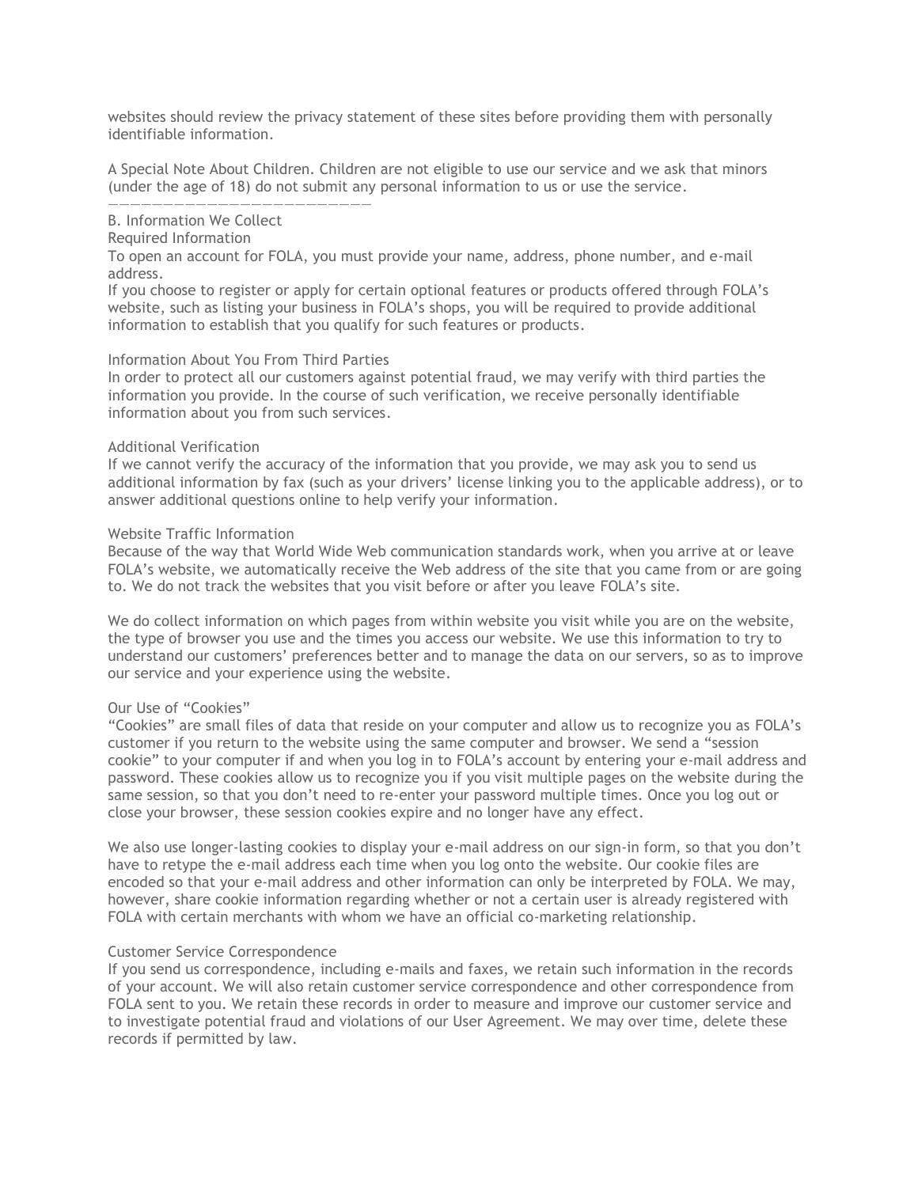websites should review the privacy statement of these sites before providing them with personally identifiable information.

A Special Note About Children. Children are not eligible to use our service and we ask that minors (under the age of 18) do not submit any personal information to us or use the service.

———————————————————————————

## B. Information We Collect

### Required Information

To open an account for FOLA, you must provide your name, address, phone number, and e-mail address.

If you choose to register or apply for certain optional features or products offered through FOLA's website, such as listing your business in FOLA's shops, you will be required to provide additional information to establish that you qualify for such features or products.

### Information About You From Third Parties

In order to protect all our customers against potential fraud, we may verify with third parties the information you provide. In the course of such verification, we receive personally identifiable information about you from such services.

### Additional Verification

If we cannot verify the accuracy of the information that you provide, we may ask you to send us additional information by fax (such as your drivers' license linking you to the applicable address), or to answer additional questions online to help verify your information.

### Website Traffic Information

Because of the way that World Wide Web communication standards work, when you arrive at or leave FOLA's website, we automatically receive the Web address of the site that you came from or are going to. We do not track the websites that you visit before or after you leave FOLA's site.

We do collect information on which pages from within website you visit while you are on the website, the type of browser you use and the times you access our website. We use this information to try to understand our customers' preferences better and to manage the data on our servers, so as to improve our service and your experience using the website.

### Our Use of "Cookies"

"Cookies" are small files of data that reside on your computer and allow us to recognize you as FOLA's customer if you return to the website using the same computer and browser. We send a "session cookie" to your computer if and when you log in to FOLA's account by entering your e-mail address and password. These cookies allow us to recognize you if you visit multiple pages on the website during the same session, so that you don't need to re-enter your password multiple times. Once you log out or close your browser, these session cookies expire and no longer have any effect.

We also use longer-lasting cookies to display your e-mail address on our sign-in form, so that you don't have to retype the e-mail address each time when you log onto the website. Our cookie files are encoded so that your e-mail address and other information can only be interpreted by FOLA. We may, however, share cookie information regarding whether or not a certain user is already registered with FOLA with certain merchants with whom we have an official co-marketing relationship.

### Customer Service Correspondence

If you send us correspondence, including e-mails and faxes, we retain such information in the records of your account. We will also retain customer service correspondence and other correspondence from FOLA sent to you. We retain these records in order to measure and improve our customer service and to investigate potential fraud and violations of our User Agreement. We may over time, delete these records if permitted by law.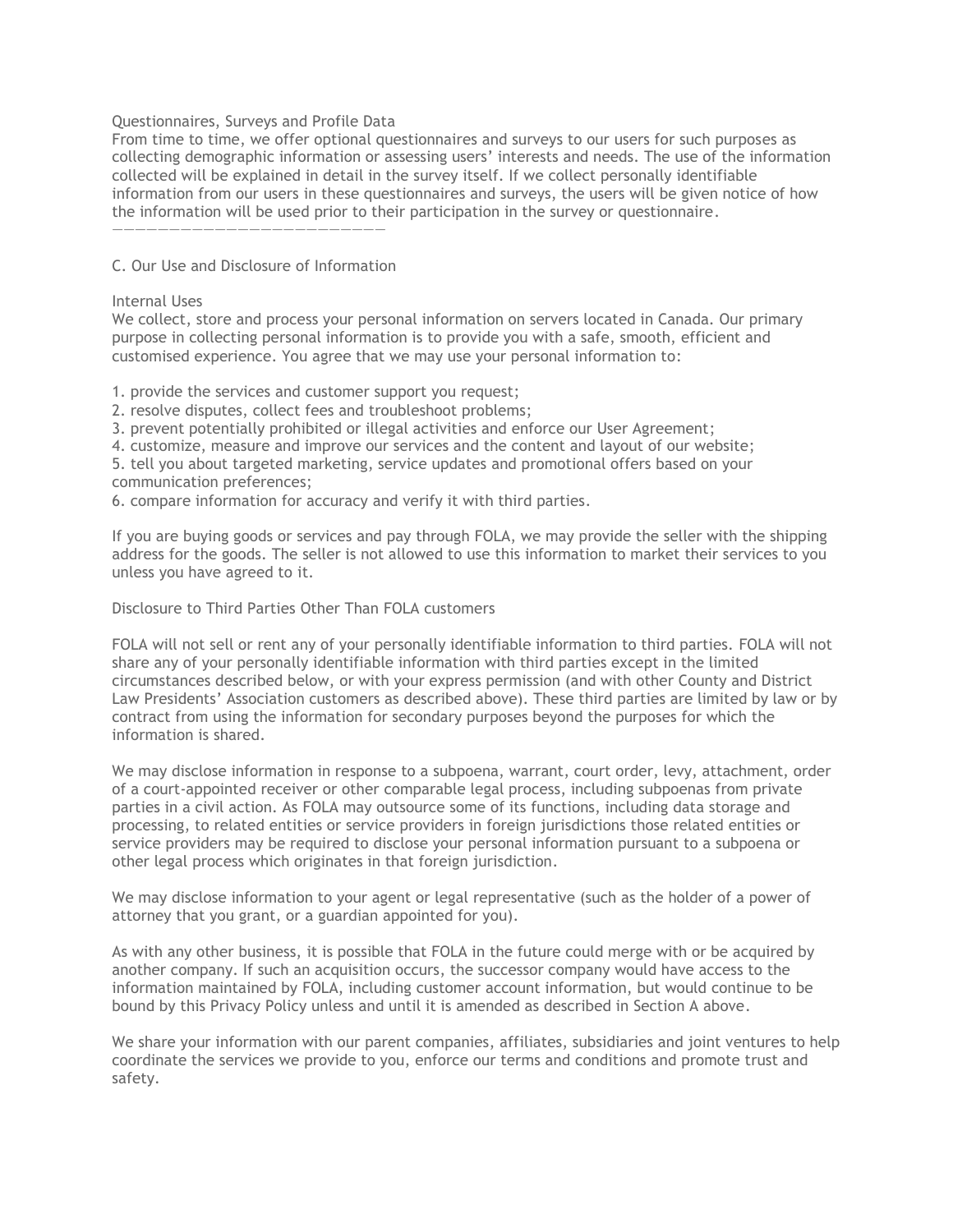### Questionnaires, Surveys and Profile Data

From time to time, we offer optional questionnaires and surveys to our users for such purposes as collecting demographic information or assessing users' interests and needs. The use of the information collected will be explained in detail in the survey itself. If we collect personally identifiable information from our users in these questionnaires and surveys, the users will be given notice of how the information will be used prior to their participation in the survey or questionnaire.

———————————————————————

## C. Our Use and Disclosure of Information

### Internal Uses

We collect, store and process your personal information on servers located in Canada. Our primary purpose in collecting personal information is to provide you with a safe, smooth, efficient and customised experience. You agree that we may use your personal information to:

1. provide the services and customer support you request;
2. resolve disputes, collect fees and troubleshoot problems;
3. prevent potentially prohibited or illegal activities and enforce our User Agreement;
4. customize, measure and improve our services and the content and layout of our website;
5. tell you about targeted marketing, service updates and promotional offers based on your communication preferences;
6. compare information for accuracy and verify it with third parties.

If you are buying goods or services and pay through FOLA, we may provide the seller with the shipping address for the goods. The seller is not allowed to use this information to market their services to you unless you have agreed to it.

### Disclosure to Third Parties Other Than FOLA customers

FOLA will not sell or rent any of your personally identifiable information to third parties. FOLA will not share any of your personally identifiable information with third parties except in the limited circumstances described below, or with your express permission (and with other County and District Law Presidents' Association customers as described above). These third parties are limited by law or by contract from using the information for secondary purposes beyond the purposes for which the information is shared.

We may disclose information in response to a subpoena, warrant, court order, levy, attachment, order of a court-appointed receiver or other comparable legal process, including subpoenas from private parties in a civil action. As FOLA may outsource some of its functions, including data storage and processing, to related entities or service providers in foreign jurisdictions those related entities or service providers may be required to disclose your personal information pursuant to a subpoena or other legal process which originates in that foreign jurisdiction.

We may disclose information to your agent or legal representative (such as the holder of a power of attorney that you grant, or a guardian appointed for you).

As with any other business, it is possible that FOLA in the future could merge with or be acquired by another company. If such an acquisition occurs, the successor company would have access to the information maintained by FOLA, including customer account information, but would continue to be bound by this Privacy Policy unless and until it is amended as described in Section A above.

We share your information with our parent companies, affiliates, subsidiaries and joint ventures to help coordinate the services we provide to you, enforce our terms and conditions and promote trust and safety.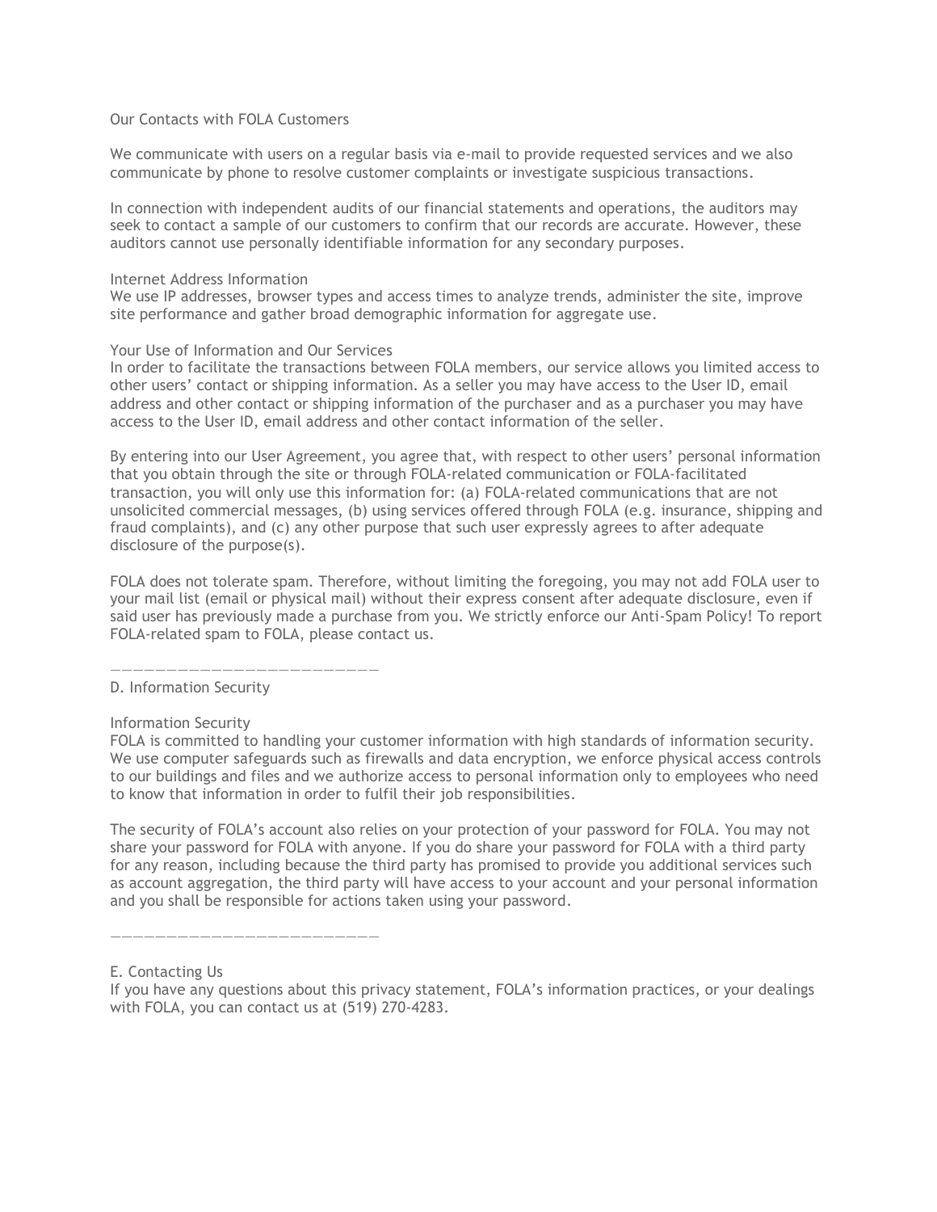### Our Contacts with FOLA Customers

We communicate with users on a regular basis via e-mail to provide requested services and we also communicate by phone to resolve customer complaints or investigate suspicious transactions.

In connection with independent audits of our financial statements and operations, the auditors may seek to contact a sample of our customers to confirm that our records are accurate. However, these auditors cannot use personally identifiable information for any secondary purposes.

### Internet Address Information

We use IP addresses, browser types and access times to analyze trends, administer the site, improve site performance and gather broad demographic information for aggregate use.

### Your Use of Information and Our Services

In order to facilitate the transactions between FOLA members, our service allows you limited access to other users' contact or shipping information. As a seller you may have access to the User ID, email address and other contact or shipping information of the purchaser and as a purchaser you may have access to the User ID, email address and other contact information of the seller.

By entering into our User Agreement, you agree that, with respect to other users' personal information that you obtain through the site or through FOLA-related communication or FOLA-facilitated transaction, you will only use this information for: (a) FOLA-related communications that are not unsolicited commercial messages, (b) using services offered through FOLA (e.g. insurance, shipping and fraud complaints), and (c) any other purpose that such user expressly agrees to after adequate disclosure of the purpose(s).

FOLA does not tolerate spam. Therefore, without limiting the foregoing, you may not add FOLA user to your mail list (email or physical mail) without their express consent after adequate disclosure, even if said user has previously made a purchase from you. We strictly enforce our Anti-Spam Policy! To report FOLA-related spam to FOLA, please contact us.

—————————————————————————

## D. Information Security

### Information Security

FOLA is committed to handling your customer information with high standards of information security. We use computer safeguards such as firewalls and data encryption, we enforce physical access controls to our buildings and files and we authorize access to personal information only to employees who need to know that information in order to fulfil their job responsibilities.

The security of FOLA's account also relies on your protection of your password for FOLA. You may not share your password for FOLA with anyone. If you do share your password for FOLA with a third party for any reason, including because the third party has promised to provide you additional services such as account aggregation, the third party will have access to your account and your personal information and you shall be responsible for actions taken using your password.

—————————————————————————

## E. Contacting Us

If you have any questions about this privacy statement, FOLA's information practices, or your dealings with FOLA, you can contact us at (519) 270-4283.